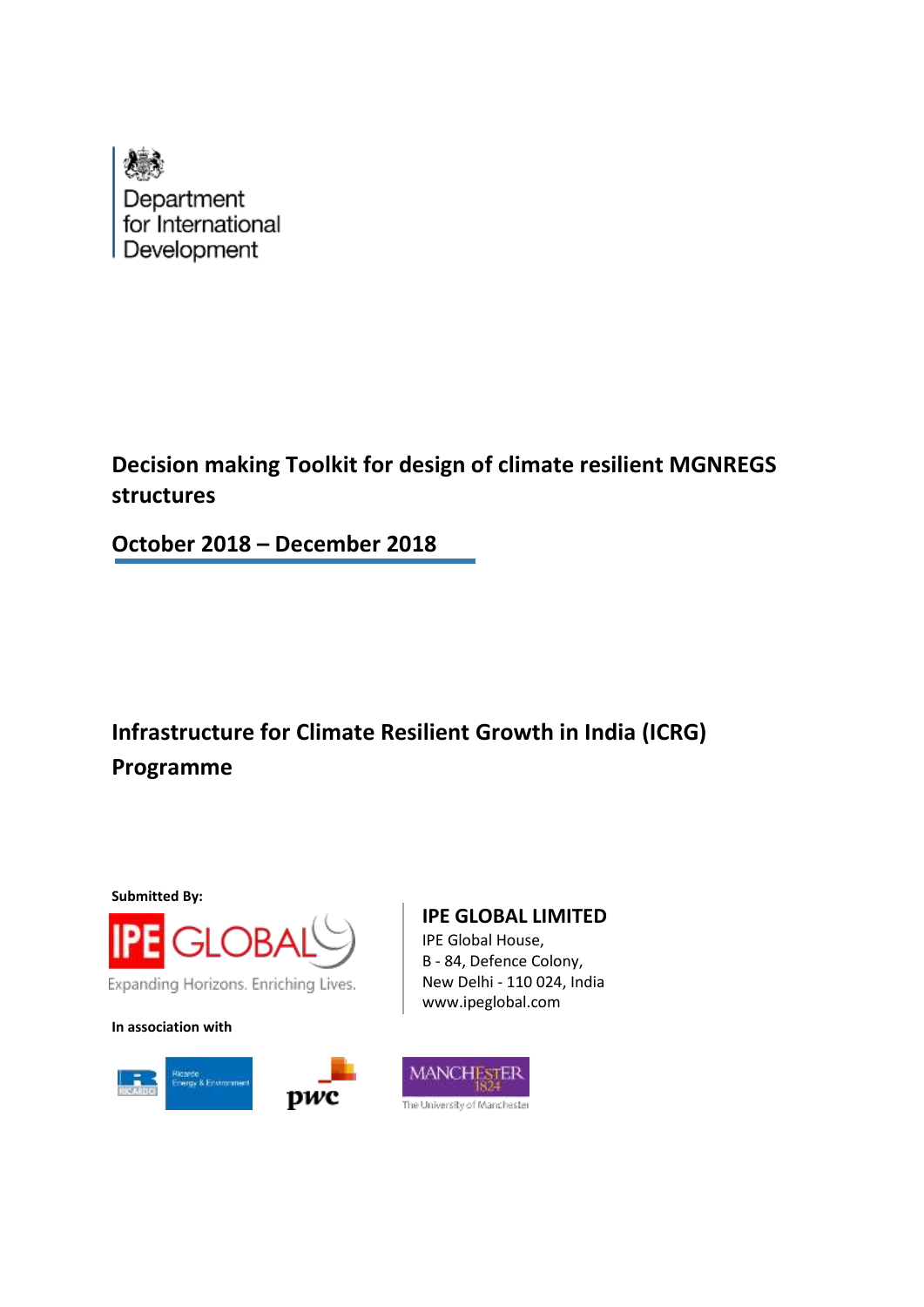Department
for International
Development

# Decision making Toolkit for design of climate resilient MGNREGS structures

## October 2018 – December 2018

# Infrastructure for Climate Resilient Growth in India (ICRG) Programme

**Submitted By:**

IPE GLOBAL

Expanding Horizons. Enriching Lives.

**IPE GLOBAL LIMITED**
IPE Global House,
B - 84, Defence Colony,
New Delhi - 110 024, India
www.ipeglobal.com

**In association with**

Ricardo Energy & Environment

pwc

MANCHESTER 1824
The University of Manchester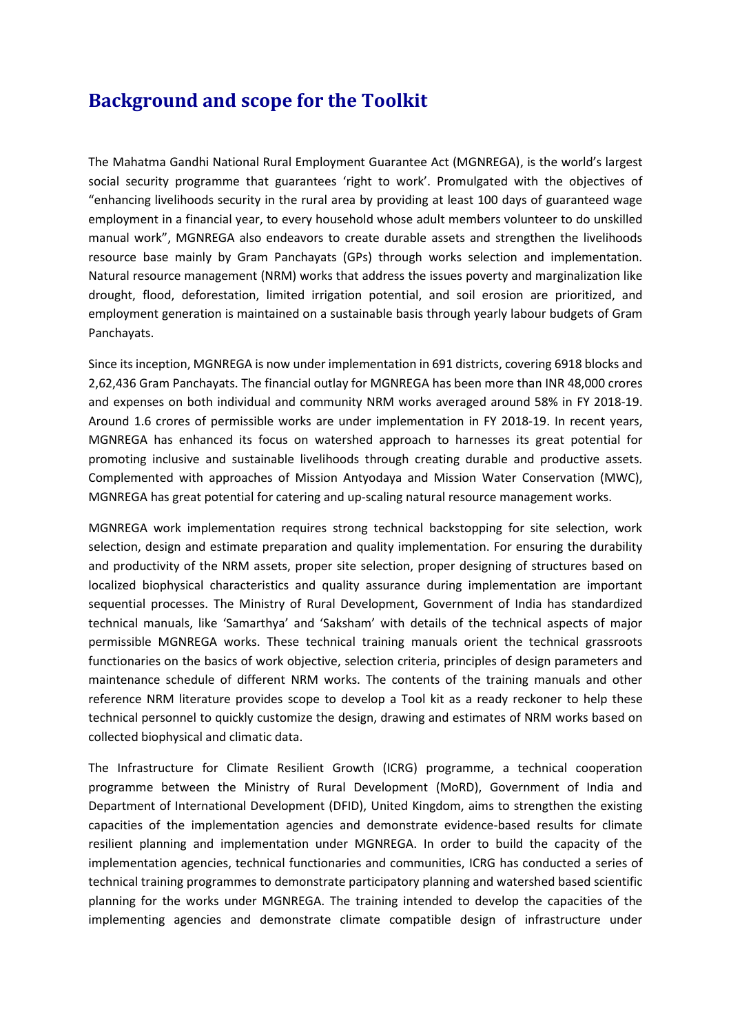# Background and scope for the Toolkit

The Mahatma Gandhi National Rural Employment Guarantee Act (MGNREGA), is the world's largest social security programme that guarantees 'right to work'. Promulgated with the objectives of "enhancing livelihoods security in the rural area by providing at least 100 days of guaranteed wage employment in a financial year, to every household whose adult members volunteer to do unskilled manual work", MGNREGA also endeavors to create durable assets and strengthen the livelihoods resource base mainly by Gram Panchayats (GPs) through works selection and implementation. Natural resource management (NRM) works that address the issues poverty and marginalization like drought, flood, deforestation, limited irrigation potential, and soil erosion are prioritized, and employment generation is maintained on a sustainable basis through yearly labour budgets of Gram Panchayats.

Since its inception, MGNREGA is now under implementation in 691 districts, covering 6918 blocks and 2,62,436 Gram Panchayats. The financial outlay for MGNREGA has been more than INR 48,000 crores and expenses on both individual and community NRM works averaged around 58% in FY 2018-19. Around 1.6 crores of permissible works are under implementation in FY 2018-19. In recent years, MGNREGA has enhanced its focus on watershed approach to harnesses its great potential for promoting inclusive and sustainable livelihoods through creating durable and productive assets. Complemented with approaches of Mission Antyodaya and Mission Water Conservation (MWC), MGNREGA has great potential for catering and up-scaling natural resource management works.

MGNREGA work implementation requires strong technical backstopping for site selection, work selection, design and estimate preparation and quality implementation. For ensuring the durability and productivity of the NRM assets, proper site selection, proper designing of structures based on localized biophysical characteristics and quality assurance during implementation are important sequential processes. The Ministry of Rural Development, Government of India has standardized technical manuals, like 'Samarthya' and 'Saksham' with details of the technical aspects of major permissible MGNREGA works. These technical training manuals orient the technical grassroots functionaries on the basics of work objective, selection criteria, principles of design parameters and maintenance schedule of different NRM works. The contents of the training manuals and other reference NRM literature provides scope to develop a Tool kit as a ready reckoner to help these technical personnel to quickly customize the design, drawing and estimates of NRM works based on collected biophysical and climatic data.

The Infrastructure for Climate Resilient Growth (ICRG) programme, a technical cooperation programme between the Ministry of Rural Development (MoRD), Government of India and Department of International Development (DFID), United Kingdom, aims to strengthen the existing capacities of the implementation agencies and demonstrate evidence-based results for climate resilient planning and implementation under MGNREGA. In order to build the capacity of the implementation agencies, technical functionaries and communities, ICRG has conducted a series of technical training programmes to demonstrate participatory planning and watershed based scientific planning for the works under MGNREGA. The training intended to develop the capacities of the implementing agencies and demonstrate climate compatible design of infrastructure under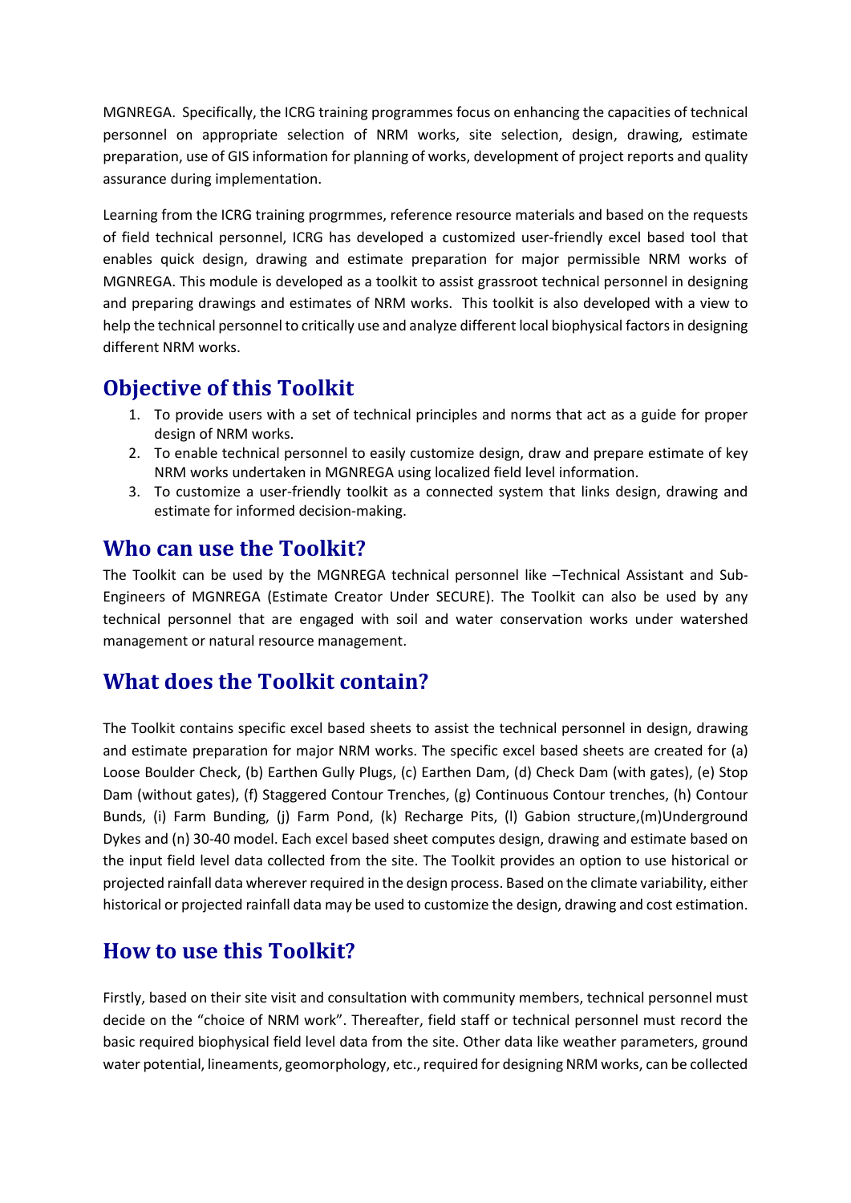MGNREGA. Specifically, the ICRG training programmes focus on enhancing the capacities of technical personnel on appropriate selection of NRM works, site selection, design, drawing, estimate preparation, use of GIS information for planning of works, development of project reports and quality assurance during implementation.

Learning from the ICRG training progrmmes, reference resource materials and based on the requests of field technical personnel, ICRG has developed a customized user-friendly excel based tool that enables quick design, drawing and estimate preparation for major permissible NRM works of MGNREGA. This module is developed as a toolkit to assist grassroot technical personnel in designing and preparing drawings and estimates of NRM works. This toolkit is also developed with a view to help the technical personnel to critically use and analyze different local biophysical factors in designing different NRM works.

## Objective of this Toolkit

1. To provide users with a set of technical principles and norms that act as a guide for proper design of NRM works.
2. To enable technical personnel to easily customize design, draw and prepare estimate of key NRM works undertaken in MGNREGA using localized field level information.
3. To customize a user-friendly toolkit as a connected system that links design, drawing and estimate for informed decision-making.

## Who can use the Toolkit?

The Toolkit can be used by the MGNREGA technical personnel like –Technical Assistant and Sub-Engineers of MGNREGA (Estimate Creator Under SECURE). The Toolkit can also be used by any technical personnel that are engaged with soil and water conservation works under watershed management or natural resource management.

## What does the Toolkit contain?

The Toolkit contains specific excel based sheets to assist the technical personnel in design, drawing and estimate preparation for major NRM works. The specific excel based sheets are created for (a) Loose Boulder Check, (b) Earthen Gully Plugs, (c) Earthen Dam, (d) Check Dam (with gates), (e) Stop Dam (without gates), (f) Staggered Contour Trenches, (g) Continuous Contour trenches, (h) Contour Bunds, (i) Farm Bunding, (j) Farm Pond, (k) Recharge Pits, (l) Gabion structure,(m)Underground Dykes and (n) 30-40 model. Each excel based sheet computes design, drawing and estimate based on the input field level data collected from the site. The Toolkit provides an option to use historical or projected rainfall data wherever required in the design process. Based on the climate variability, either historical or projected rainfall data may be used to customize the design, drawing and cost estimation.

## How to use this Toolkit?

Firstly, based on their site visit and consultation with community members, technical personnel must decide on the "choice of NRM work". Thereafter, field staff or technical personnel must record the basic required biophysical field level data from the site. Other data like weather parameters, ground water potential, lineaments, geomorphology, etc., required for designing NRM works, can be collected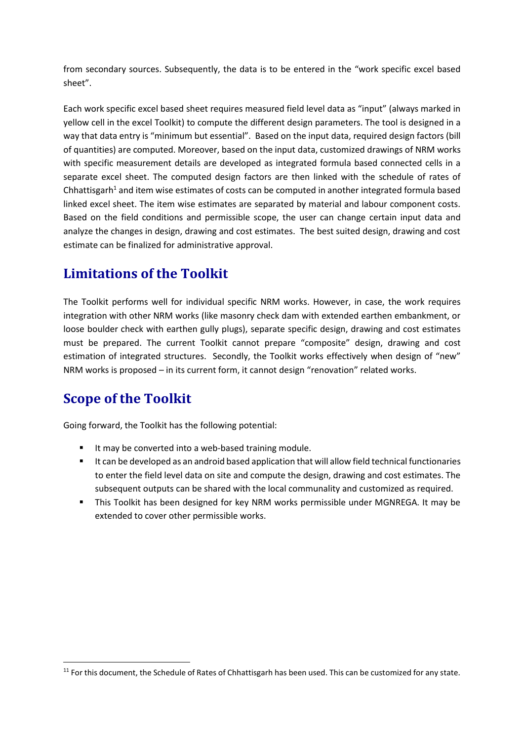from secondary sources. Subsequently, the data is to be entered in the "work specific excel based sheet".

Each work specific excel based sheet requires measured field level data as "input" (always marked in yellow cell in the excel Toolkit) to compute the different design parameters. The tool is designed in a way that data entry is "minimum but essential". Based on the input data, required design factors (bill of quantities) are computed. Moreover, based on the input data, customized drawings of NRM works with specific measurement details are developed as integrated formula based connected cells in a separate excel sheet. The computed design factors are then linked with the schedule of rates of Chhattisgarh[1] and item wise estimates of costs can be computed in another integrated formula based linked excel sheet. The item wise estimates are separated by material and labour component costs. Based on the field conditions and permissible scope, the user can change certain input data and analyze the changes in design, drawing and cost estimates. The best suited design, drawing and cost estimate can be finalized for administrative approval.

## Limitations of the Toolkit

The Toolkit performs well for individual specific NRM works. However, in case, the work requires integration with other NRM works (like masonry check dam with extended earthen embankment, or loose boulder check with earthen gully plugs), separate specific design, drawing and cost estimates must be prepared. The current Toolkit cannot prepare "composite" design, drawing and cost estimation of integrated structures. Secondly, the Toolkit works effectively when design of "new" NRM works is proposed – in its current form, it cannot design "renovation" related works.

## Scope of the Toolkit

Going forward, the Toolkit has the following potential:

- It may be converted into a web-based training module.
- It can be developed as an android based application that will allow field technical functionaries to enter the field level data on site and compute the design, drawing and cost estimates. The subsequent outputs can be shared with the local communality and customized as required.
- This Toolkit has been designed for key NRM works permissible under MGNREGA. It may be extended to cover other permissible works.

---

[11] For this document, the Schedule of Rates of Chhattisgarh has been used. This can be customized for any state.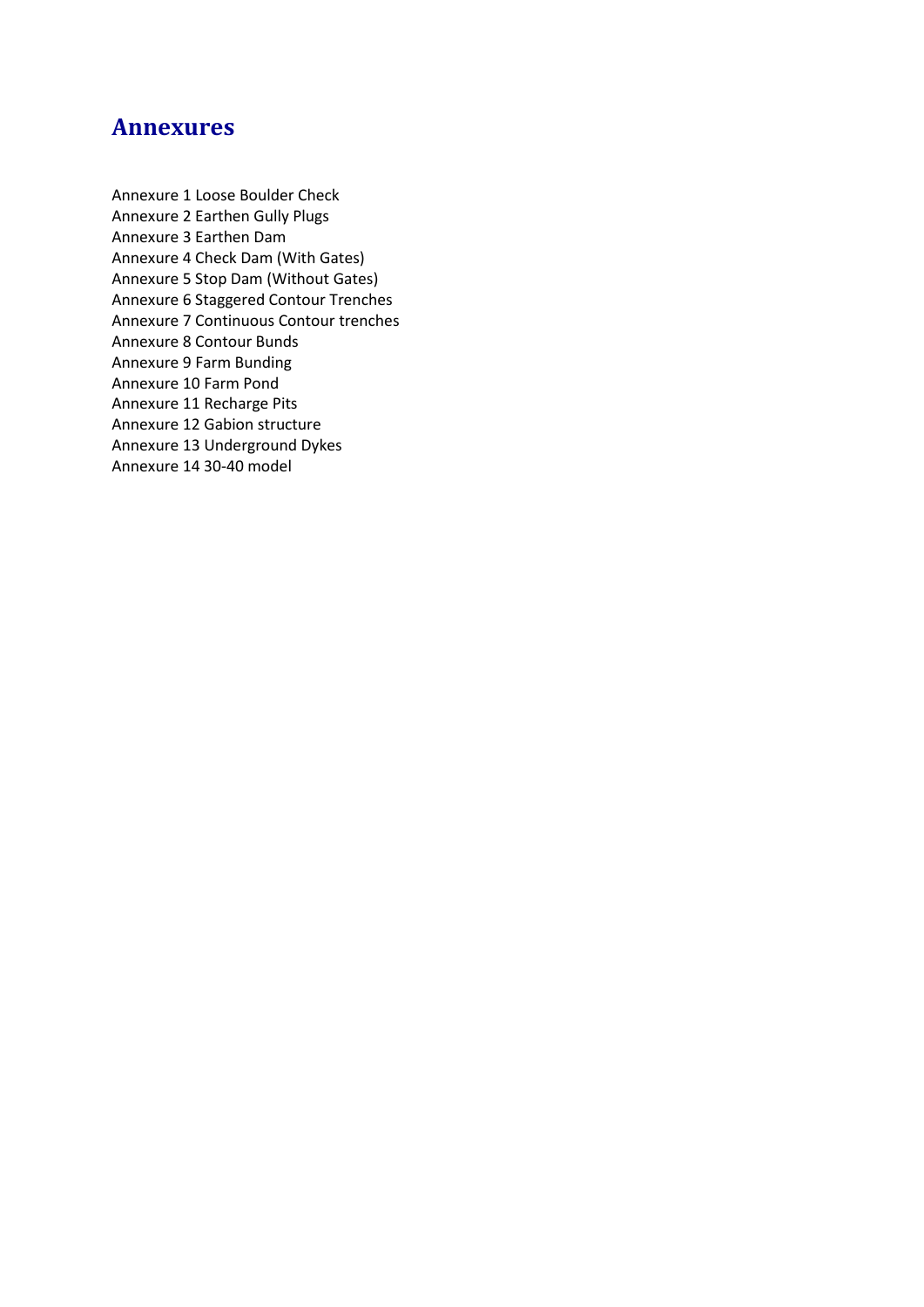# Annexures

Annexure 1 Loose Boulder Check
Annexure 2 Earthen Gully Plugs
Annexure 3 Earthen Dam
Annexure 4 Check Dam (With Gates)
Annexure 5 Stop Dam (Without Gates)
Annexure 6 Staggered Contour Trenches
Annexure 7 Continuous Contour trenches
Annexure 8 Contour Bunds
Annexure 9 Farm Bunding
Annexure 10 Farm Pond
Annexure 11 Recharge Pits
Annexure 12 Gabion structure
Annexure 13 Underground Dykes
Annexure 14 30-40 model